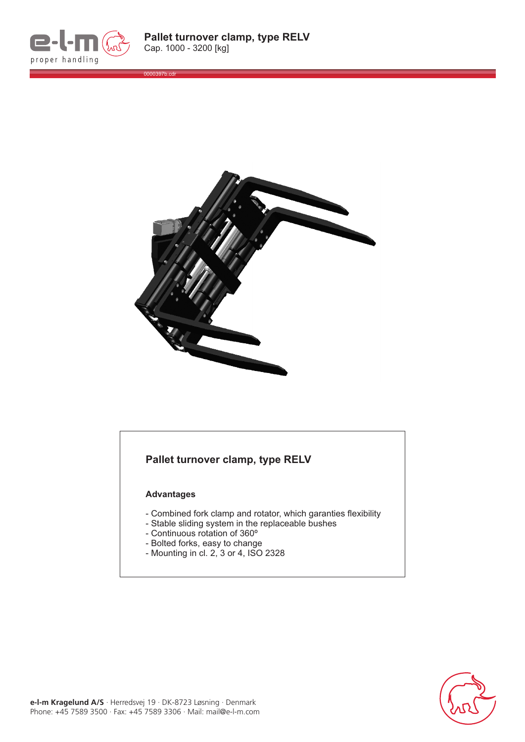# Pallet turnover clamp, type RELV

Cap. 1000 - 3200 [kg]

0000397b.cdr

## Pallet turnover clamp, type RELV

### Advantages

- Combined fork clamp and rotator, which garanties flexibility
- Stable sliding system in the replaceable bushes
- Continuous rotation of 360º
- Bolted forks, easy to change
- Mounting in cl. 2, 3 or 4, ISO 2328

**e-l-m Kragelund A/S** · Herredsvej 19 · DK-8723 Løsning · Denmark
Phone: +45 7589 3500 · Fax: +45 7589 3306 · Mail: mail@e-l-m.com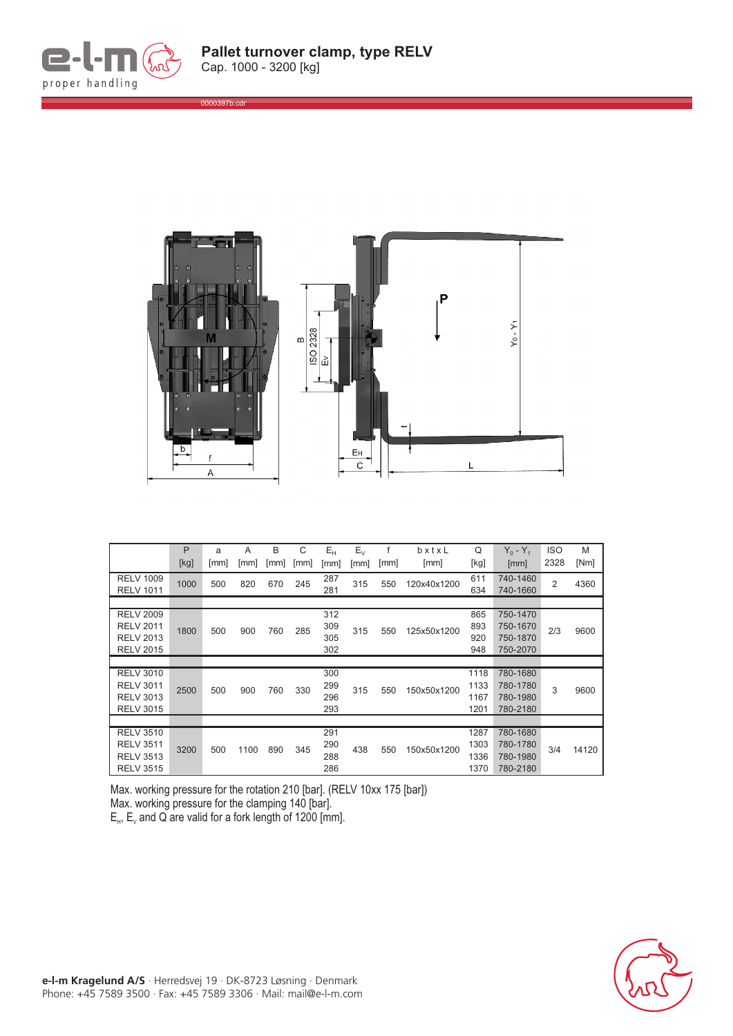# Pallet turnover clamp, type RELV

Cap. 1000 - 3200 [kg]

0000397b.cdr

M

B

ISO 2328

EV

P

$Y_0 - Y_1$

b

f

A

EH

C

t

L

| | P [kg] | a [mm] | A [mm] | B [mm] | C [mm] | $E_H$ [mm] | $E_V$ [mm] | f [mm] | b x t x L [mm] | Q [kg] | $Y_0 - Y_1$ [mm] | ISO 2328 | M [Nm] |
|---|---|---|---|---|---|---|---|---|---|---|---|---|---|
| RELV 1009 | 1000 | 500 | 820 | 670 | 245 | 287 | 315 | 550 | 120x40x1200 | 611 | 740-1460 | 2 | 4360 |
| RELV 1011 | | | | | | 281 | | | | 634 | 740-1660 | | |
| RELV 2009 | 1800 | 500 | 900 | 760 | 285 | 312 | 315 | 550 | 125x50x1200 | 865 | 750-1470 | 2/3 | 9600 |
| RELV 2011 | | | | | | 309 | | | | 893 | 750-1670 | | |
| RELV 2013 | | | | | | 305 | | | | 920 | 750-1870 | | |
| RELV 2015 | | | | | | 302 | | | | 948 | 750-2070 | | |
| RELV 3010 | 2500 | 500 | 900 | 760 | 330 | 300 | 315 | 550 | 150x50x1200 | 1118 | 780-1680 | 3 | 9600 |
| RELV 3011 | | | | | | 299 | | | | 1133 | 780-1780 | | |
| RELV 3013 | | | | | | 296 | | | | 1167 | 780-1980 | | |
| RELV 3015 | | | | | | 293 | | | | 1201 | 780-2180 | | |
| RELV 3510 | 3200 | 500 | 1100 | 890 | 345 | 291 | 438 | 550 | 150x50x1200 | 1287 | 780-1680 | 3/4 | 14120 |
| RELV 3511 | | | | | | 290 | | | | 1303 | 780-1780 | | |
| RELV 3513 | | | | | | 288 | | | | 1336 | 780-1980 | | |
| RELV 3515 | | | | | | 286 | | | | 1370 | 780-2180 | | |

Max. working pressure for the rotation 210 [bar]. (RELV 10xx 175 [bar])
Max. working pressure for the clamping 140 [bar].
$E_H$, $E_V$ and Q are valid for a fork length of 1200 [mm].

**e-l-m Kragelund A/S** · Herredsvej 19 · DK-8723 Løsning · Denmark
Phone: +45 7589 3500 · Fax: +45 7589 3306 · Mail: mail@e-l-m.com